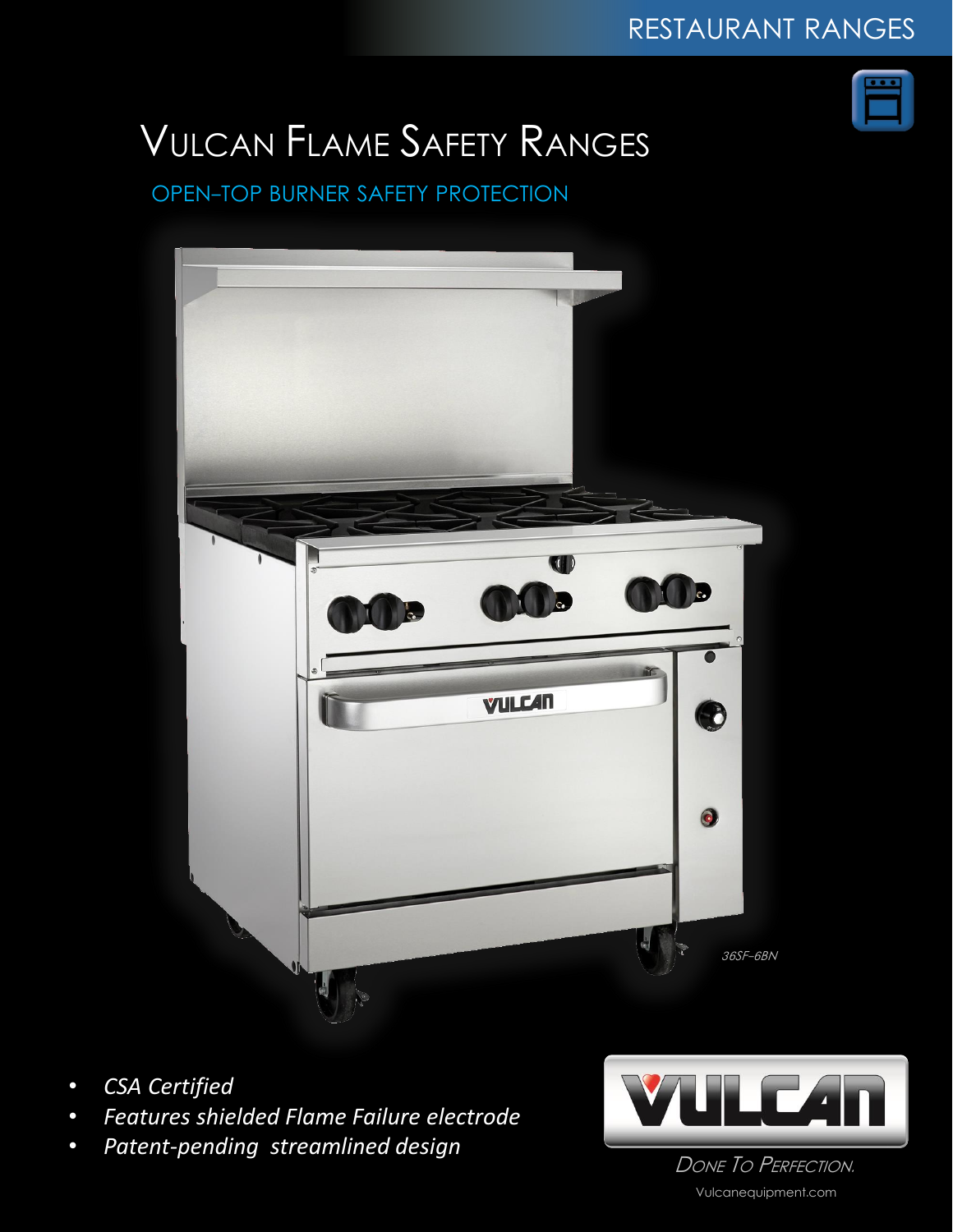RESTAURANT RANGES

# Vulcan Flame Safety Ranges

## OPEN-TOP BURNER SAFETY PROTECTION

36SF-6BN

- *CSA Certified*
- *Features shielded Flame Failure electrode*
- *Patent-pending streamlined design*

VULCAN

*Done To Perfection.*

Vulcanequipment.com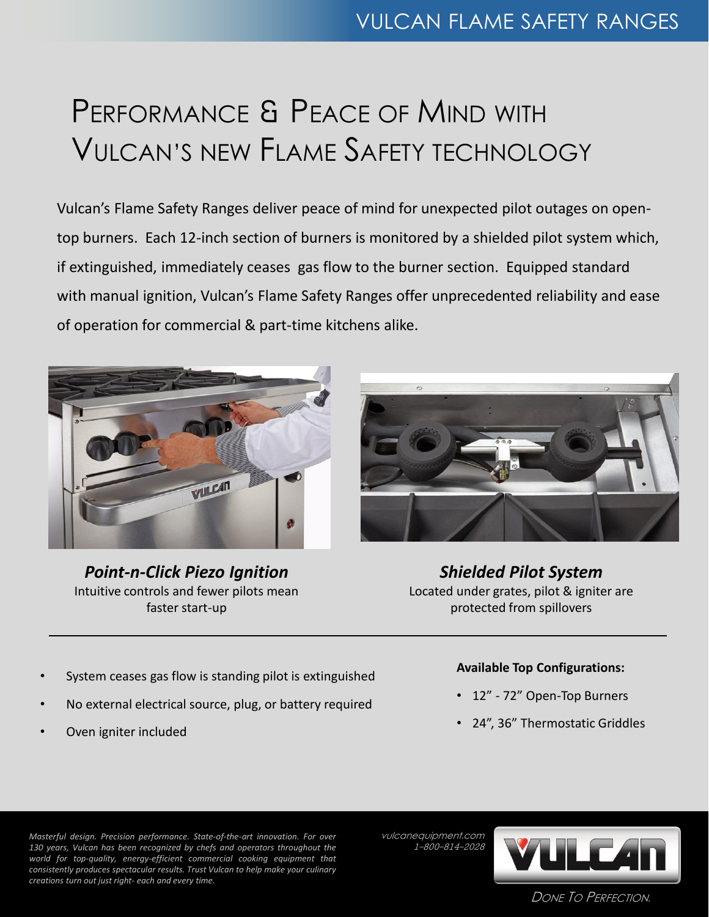# Performance & Peace of Mind with Vulcan's new Flame Safety technology

Vulcan's Flame Safety Ranges deliver peace of mind for unexpected pilot outages on open-top burners. Each 12-inch section of burners is monitored by a shielded pilot system which, if extinguished, immediately ceases gas flow to the burner section. Equipped standard with manual ignition, Vulcan's Flame Safety Ranges offer unprecedented reliability and ease of operation for commercial & part-time kitchens alike.

***Point-n-Click Piezo Ignition***

Intuitive controls and fewer pilots mean faster start-up

***Shielded Pilot System***

Located under grates, pilot & igniter are protected from spillovers

---

- System ceases gas flow is standing pilot is extinguished
- No external electrical source, plug, or battery required
- Oven igniter included

**Available Top Configurations:**

- 12" - 72" Open-Top Burners
- 24", 36" Thermostatic Griddles

*Masterful design. Precision performance. State-of-the-art innovation. For over 130 years, Vulcan has been recognized by chefs and operators throughout the world for top-quality, energy-efficient commercial cooking equipment that consistently produces spectacular results. Trust Vulcan to help make your culinary creations turn out just right- each and every time.*

vulcanequipment.com
1-800-814-2028

VULCAN

*Done To Perfection.*